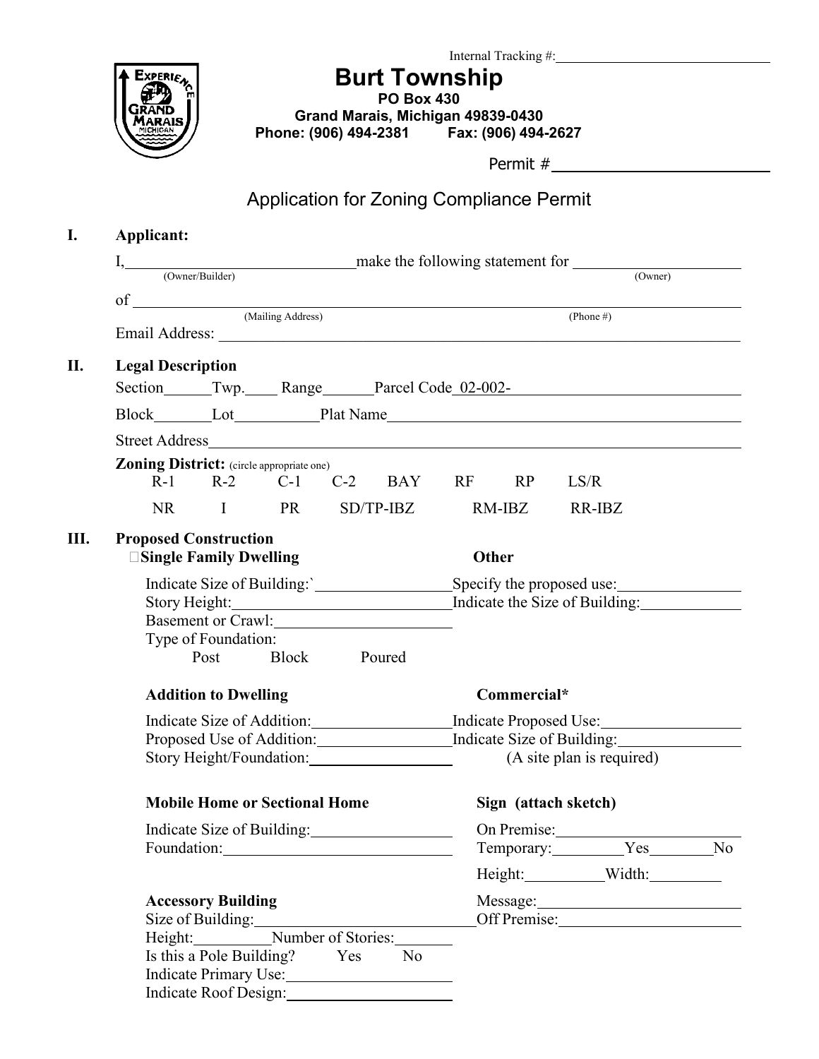Internal Tracking #: ____________________

# Burt Township

**PO Box 430**
**Grand Marais, Michigan 49839-0430**
**Phone: (906) 494-2381 Fax: (906) 494-2627**

Permit # ____________________

## Application for Zoning Compliance Permit

**I. Applicant:**

I, ____________________ (Owner/Builder) make the following statement for ____________________ (Owner)

of ____________________ (Mailing Address) ____________________ (Phone #)

Email Address: ____________________

**II. Legal Description**

Section ______ Twp. ____ Range ______ Parcel Code 02-002- ____________________

Block ______ Lot ______ Plat Name ____________________

Street Address ____________________

**Zoning District:** (circle appropriate one)

R-1 R-2 C-1 C-2 BAY RF RP LS/R

NR I PR SD/TP-IBZ RM-IBZ RR-IBZ

**III. Proposed Construction**

☐**Single Family Dwelling**

Indicate Size of Building:` ____________________
Story Height: ____________________
Basement or Crawl: ____________________
Type of Foundation:
Post Block Poured

**Other**

Specify the proposed use: ____________________
Indicate the Size of Building: ____________________

**Addition to Dwelling**

Indicate Size of Addition: ____________________
Proposed Use of Addition: ____________________
Story Height/Foundation: ____________________

**Commercial***

Indicate Proposed Use: ____________________
Indicate Size of Building: ____________________
(A site plan is required)

**Mobile Home or Sectional Home**

Indicate Size of Building: ____________________
Foundation: ____________________

**Sign (attach sketch)**

On Premise: ____________________
Temporary: ________ Yes ________ No
Height: ________ Width: ________
Message: ____________________
Off Premise: ____________________

**Accessory Building**

Size of Building: ____________________
Height: ________ Number of Stories: ________
Is this a Pole Building? Yes No
Indicate Primary Use: ____________________
Indicate Roof Design: ____________________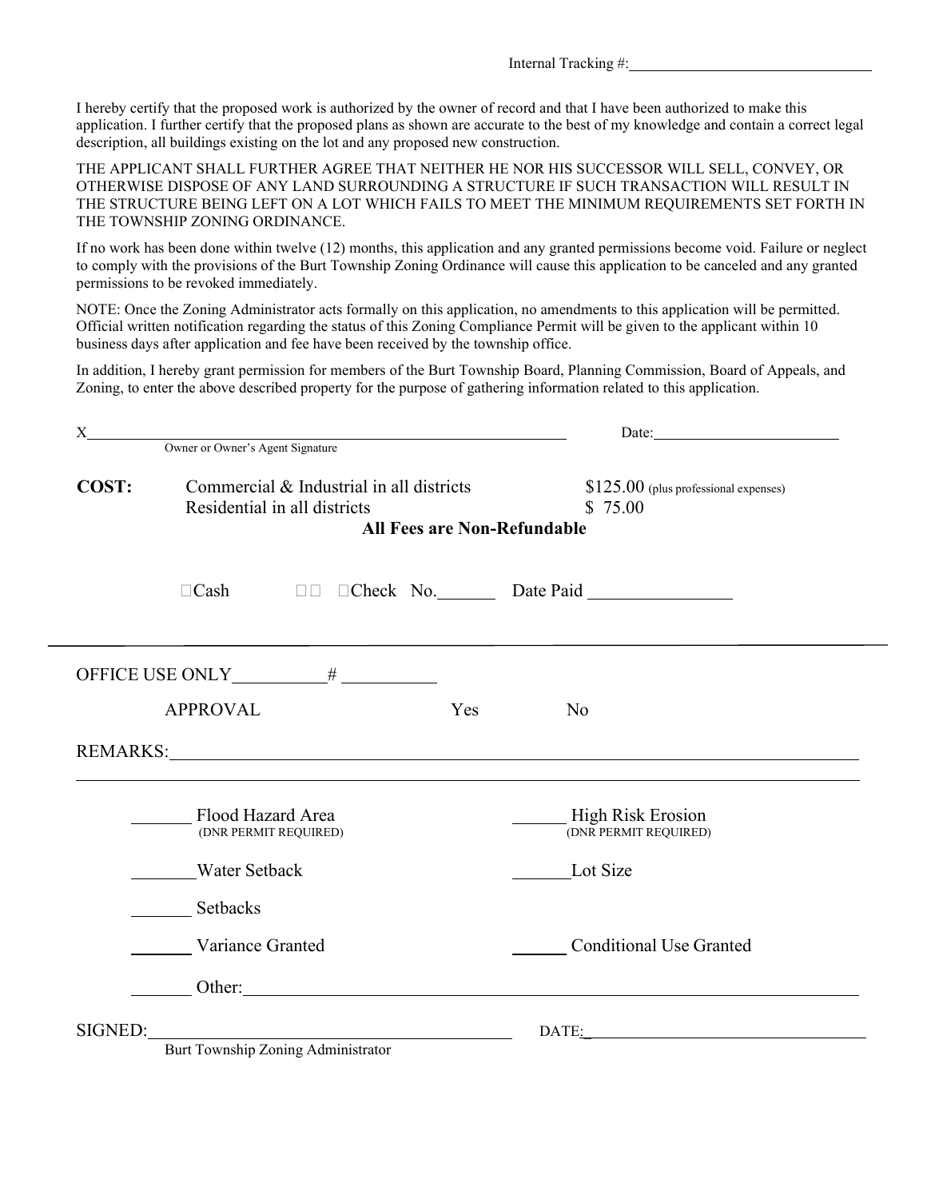Internal Tracking #: ______________________________

I hereby certify that the proposed work is authorized by the owner of record and that I have been authorized to make this application. I further certify that the proposed plans as shown are accurate to the best of my knowledge and contain a correct legal description, all buildings existing on the lot and any proposed new construction.

THE APPLICANT SHALL FURTHER AGREE THAT NEITHER HE NOR HIS SUCCESSOR WILL SELL, CONVEY, OR OTHERWISE DISPOSE OF ANY LAND SURROUNDING A STRUCTURE IF SUCH TRANSACTION WILL RESULT IN THE STRUCTURE BEING LEFT ON A LOT WHICH FAILS TO MEET THE MINIMUM REQUIREMENTS SET FORTH IN THE TOWNSHIP ZONING ORDINANCE.

If no work has been done within twelve (12) months, this application and any granted permissions become void. Failure or neglect to comply with the provisions of the Burt Township Zoning Ordinance will cause this application to be canceled and any granted permissions to be revoked immediately.

NOTE: Once the Zoning Administrator acts formally on this application, no amendments to this application will be permitted. Official written notification regarding the status of this Zoning Compliance Permit will be given to the applicant within 10 business days after application and fee have been received by the township office.

In addition, I hereby grant permission for members of the Burt Township Board, Planning Commission, Board of Appeals, and Zoning, to enter the above described property for the purpose of gathering information related to this application.

X______________________________________________ Date: ____________________
Owner or Owner's Agent Signature

**COST:**

| | |
|---|---|
| Commercial & Industrial in all districts | $125.00 (plus professional expenses) |
| Residential in all districts | $ 75.00 |

**All Fees are Non-Refundable**

☐Cash ☐Check No.______ Date Paid ______________

---

OFFICE USE ONLY__________ # __________

APPROVAL Yes No

REMARKS: ____________________________________________________________

______ Flood Hazard Area (DNR PERMIT REQUIRED)

______ High Risk Erosion (DNR PERMIT REQUIRED)

______ Water Setback

______ Lot Size

______ Setbacks

______ Variance Granted

______ Conditional Use Granted

______ Other: ____________________________________________________________

SIGNED: ______________________________ DATE: ______________________________
Burt Township Zoning Administrator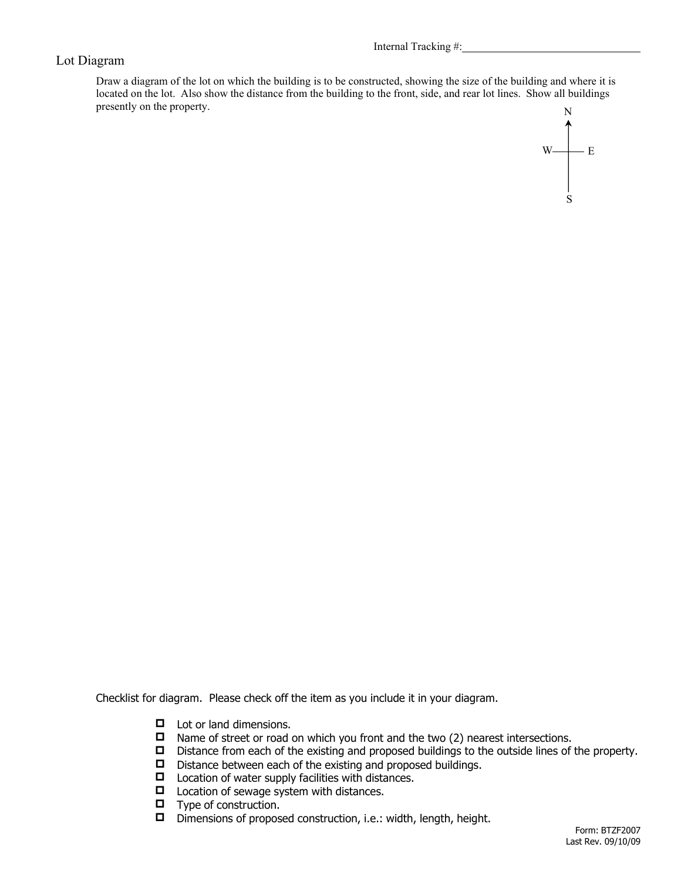Internal Tracking #: ______________________________

## Lot Diagram

Draw a diagram of the lot on which the building is to be constructed, showing the size of the building and where it is located on the lot. Also show the distance from the building to the front, side, and rear lot lines. Show all buildings presently on the property.

N

W E

S

Checklist for diagram. Please check off the item as you include it in your diagram.

- ☐ Lot or land dimensions.
- ☐ Name of street or road on which you front and the two (2) nearest intersections.
- ☐ Distance from each of the existing and proposed buildings to the outside lines of the property.
- ☐ Distance between each of the existing and proposed buildings.
- ☐ Location of water supply facilities with distances.
- ☐ Location of sewage system with distances.
- ☐ Type of construction.
- ☐ Dimensions of proposed construction, i.e.: width, length, height.

Form: BTZF2007
Last Rev. 09/10/09